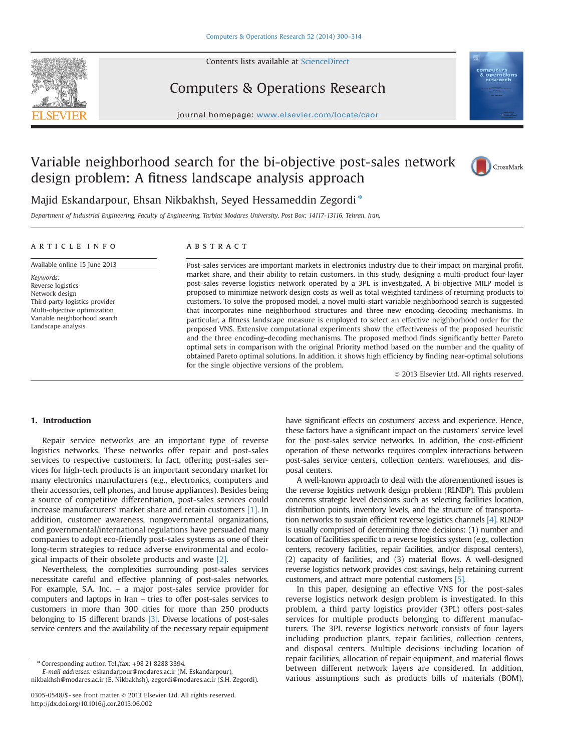# Variable neighborhood search for the bi-objective post-sales network design problem: A fitness landscape analysis approach

Majid Eskandarpour, Ehsan Nikbakhsh, Seyed Hessameddin Zegordi*

*Department of Industrial Engineering, Faculty of Engineering, Tarbiat Modares University, Post Box: 14117-13116, Tehran, Iran,*

## ARTICLE INFO

Available online 15 June 2013

*Keywords:*
Reverse logistics
Network design
Third party logistics provider
Multi-objective optimization
Variable neighborhood search
Landscape analysis

## ABSTRACT

Post-sales services are important markets in electronics industry due to their impact on marginal profit, market share, and their ability to retain customers. In this study, designing a multi-product four-layer post-sales reverse logistics network operated by a 3PL is investigated. A bi-objective MILP model is proposed to minimize network design costs as well as total weighted tardiness of returning products to customers. To solve the proposed model, a novel multi-start variable neighborhood search is suggested that incorporates nine neighborhood structures and three new encoding–decoding mechanisms. In particular, a fitness landscape measure is employed to select an effective neighborhood order for the proposed VNS. Extensive computational experiments show the effectiveness of the proposed heuristic and the three encoding–decoding mechanisms. The proposed method finds significantly better Pareto optimal sets in comparison with the original Priority method based on the number and the quality of obtained Pareto optimal solutions. In addition, it shows high efficiency by finding near-optimal solutions for the single objective versions of the problem.

© 2013 Elsevier Ltd. All rights reserved.

## 1. Introduction

Repair service networks are an important type of reverse logistics networks. These networks offer repair and post-sales services to respective customers. In fact, offering post-sales services for high-tech products is an important secondary market for many electronics manufacturers (e.g., electronics, computers and their accessories, cell phones, and house appliances). Besides being a source of competitive differentiation, post-sales services could increase manufacturers' market share and retain customers [1]. In addition, customer awareness, nongovernmental organizations, and governmental/international regulations have persuaded many companies to adopt eco-friendly post-sales systems as one of their long-term strategies to reduce adverse environmental and ecological impacts of their obsolete products and waste [2].

Nevertheless, the complexities surrounding post-sales services necessitate careful and effective planning of post-sales networks. For example, S.A. Inc. – a major post-sales service provider for computers and laptops in Iran – tries to offer post-sales services to customers in more than 300 cities for more than 250 products belonging to 15 different brands [3]. Diverse locations of post-sales service centers and the availability of the necessary repair equipment have significant effects on costumers' access and experience. Hence, these factors have a significant impact on the customers' service level for the post-sales service networks. In addition, the cost-efficient operation of these networks requires complex interactions between post-sales service centers, collection centers, warehouses, and disposal centers.

A well-known approach to deal with the aforementioned issues is the reverse logistics network design problem (RLNDP). This problem concerns strategic level decisions such as selecting facilities location, distribution points, inventory levels, and the structure of transportation networks to sustain efficient reverse logistics channels [4]. RLNDP is usually comprised of determining three decisions: (1) number and location of facilities specific to a reverse logistics system (e.g., collection centers, recovery facilities, repair facilities, and/or disposal centers), (2) capacity of facilities, and (3) material flows. A well-designed reverse logistics network provides cost savings, help retaining current customers, and attract more potential customers [5].

In this paper, designing an effective VNS for the post-sales reverse logistics network design problem is investigated. In this problem, a third party logistics provider (3PL) offers post-sales services for multiple products belonging to different manufacturers. The 3PL reverse logistics network consists of four layers including production plants, repair facilities, collection centers, and disposal centers. Multiple decisions including location of repair facilities, allocation of repair equipment, and material flows between different network layers are considered. In addition, various assumptions such as products bills of materials (BOM),

---

* Corresponding author. Tel./fax: +98 21 8288 3394.
*E-mail addresses:* eskandarpour@modares.ac.ir (M. Eskandarpour), nikbakhsh@modares.ac.ir (E. Nikbakhsh), zegordi@modares.ac.ir (S.H. Zegordi).

0305-0548/$ - see front matter © 2013 Elsevier Ltd. All rights reserved.
http://dx.doi.org/10.1016/j.cor.2013.06.002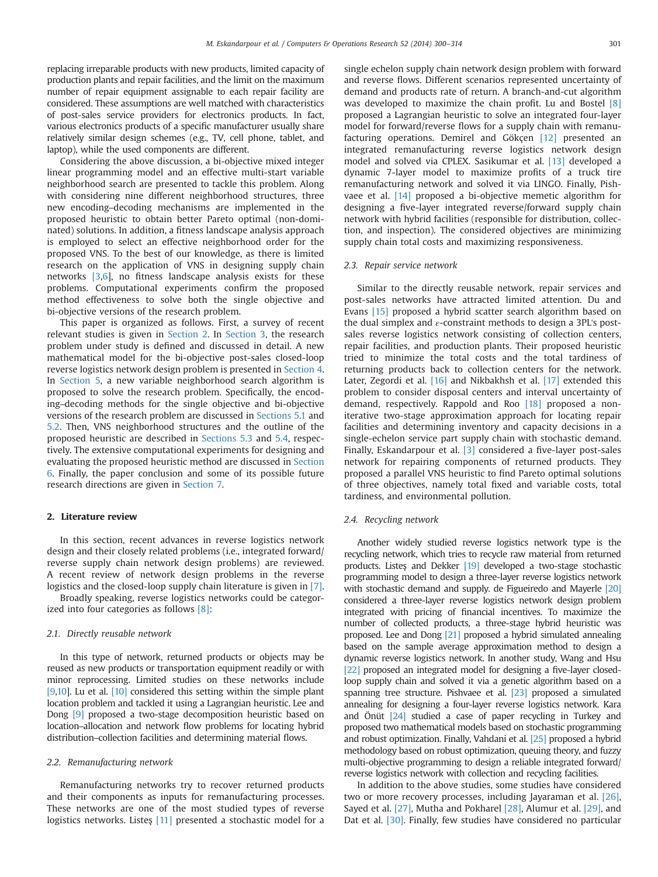replacing irreparable products with new products, limited capacity of production plants and repair facilities, and the limit on the maximum number of repair equipment assignable to each repair facility are considered. These assumptions are well matched with characteristics of post-sales service providers for electronics products. In fact, various electronics products of a specific manufacturer usually share relatively similar design schemes (e.g., TV, cell phone, tablet, and laptop), while the used components are different.

Considering the above discussion, a bi-objective mixed integer linear programming model and an effective multi-start variable neighborhood search are presented to tackle this problem. Along with considering nine different neighborhood structures, three new encoding–decoding mechanisms are implemented in the proposed heuristic to obtain better Pareto optimal (non-dominated) solutions. In addition, a fitness landscape analysis approach is employed to select an effective neighborhood order for the proposed VNS. To the best of our knowledge, as there is limited research on the application of VNS in designing supply chain networks [3,6], no fitness landscape analysis exists for these problems. Computational experiments confirm the proposed method effectiveness to solve both the single objective and bi-objective versions of the research problem.

This paper is organized as follows. First, a survey of recent relevant studies is given in Section 2. In Section 3, the research problem under study is defined and discussed in detail. A new mathematical model for the bi-objective post-sales closed-loop reverse logistics network design problem is presented in Section 4. In Section 5, a new variable neighborhood search algorithm is proposed to solve the research problem. Specifically, the encoding–decoding methods for the single objective and bi-objective versions of the research problem are discussed in Sections 5.1 and 5.2. Then, VNS neighborhood structures and the outline of the proposed heuristic are described in Sections 5.3 and 5.4, respectively. The extensive computational experiments for designing and evaluating the proposed heuristic method are discussed in Section 6. Finally, the paper conclusion and some of its possible future research directions are given in Section 7.

## 2. Literature review

In this section, recent advances in reverse logistics network design and their closely related problems (i.e., integrated forward/reverse supply chain network design problems) are reviewed. A recent review of network design problems in the reverse logistics and the closed-loop supply chain literature is given in [7].

Broadly speaking, reverse logistics networks could be categorized into four categories as follows [8]:

### 2.1. Directly reusable network

In this type of network, returned products or objects may be reused as new products or transportation equipment readily or with minor reprocessing. Limited studies on these networks include [9,10]. Lu et al. [10] considered this setting within the simple plant location problem and tackled it using a Lagrangian heuristic. Lee and Dong [9] proposed a two-stage decomposition heuristic based on location–allocation and network flow problems for locating hybrid distribution–collection facilities and determining material flows.

### 2.2. Remanufacturing network

Remanufacturing networks try to recover returned products and their components as inputs for remanufacturing processes. These networks are one of the most studied types of reverse logistics networks. Listeş [11] presented a stochastic model for a single echelon supply chain network design problem with forward and reverse flows. Different scenarios represented uncertainty of demand and products rate of return. A branch-and-cut algorithm was developed to maximize the chain profit. Lu and Bostel [8] proposed a Lagrangian heuristic to solve an integrated four-layer model for forward/reverse flows for a supply chain with remanufacturing operations. Demirel and Gökçen [12] presented an integrated remanufacturing reverse logistics network design model and solved via CPLEX. Sasikumar et al. [13] developed a dynamic 7-layer model to maximize profits of a truck tire remanufacturing network and solved it via LINGO. Finally, Pishvaee et al. [14] proposed a bi-objective memetic algorithm for designing a five-layer integrated reverse/forward supply chain network with hybrid facilities (responsible for distribution, collection, and inspection). The considered objectives are minimizing supply chain total costs and maximizing responsiveness.

### 2.3. Repair service network

Similar to the directly reusable network, repair services and post-sales networks have attracted limited attention. Du and Evans [15] proposed a hybrid scatter search algorithm based on the dual simplex and $\varepsilon$-constraint methods to design a 3PL's post-sales reverse logistics network consisting of collection centers, repair facilities, and production plants. Their proposed heuristic tried to minimize the total costs and the total tardiness of returning products back to collection centers for the network. Later, Zegordi et al. [16] and Nikbakhsh et al. [17] extended this problem to consider disposal centers and interval uncertainty of demand, respectively. Rappold and Roo [18] proposed a non-iterative two-stage approximation approach for locating repair facilities and determining inventory and capacity decisions in a single-echelon service part supply chain with stochastic demand. Finally, Eskandarpour et al. [3] considered a five-layer post-sales network for repairing components of returned products. They proposed a parallel VNS heuristic to find Pareto optimal solutions of three objectives, namely total fixed and variable costs, total tardiness, and environmental pollution.

### 2.4. Recycling network

Another widely studied reverse logistics network type is the recycling network, which tries to recycle raw material from returned products. Listeş and Dekker [19] developed a two-stage stochastic programming model to design a three-layer reverse logistics network with stochastic demand and supply. de Figueiredo and Mayerle [20] considered a three-layer reverse logistics network design problem integrated with pricing of financial incentives. To maximize the number of collected products, a three-stage hybrid heuristic was proposed. Lee and Dong [21] proposed a hybrid simulated annealing based on the sample average approximation method to design a dynamic reverse logistics network. In another study, Wang and Hsu [22] proposed an integrated model for designing a five-layer closed-loop supply chain and solved it via a genetic algorithm based on a spanning tree structure. Pishvaee et al. [23] proposed a simulated annealing for designing a four-layer reverse logistics network. Kara and Önüt [24] studied a case of paper recycling in Turkey and proposed two mathematical models based on stochastic programming and robust optimization. Finally, Vahdani et al. [25] proposed a hybrid methodology based on robust optimization, queuing theory, and fuzzy multi-objective programming to design a reliable integrated forward/reverse logistics network with collection and recycling facilities.

In addition to the above studies, some studies have considered two or more recovery processes, including Jayaraman et al. [26], Sayed et al. [27], Mutha and Pokharel [28], Alumur et al. [29], and Dat et al. [30]. Finally, few studies have considered no particular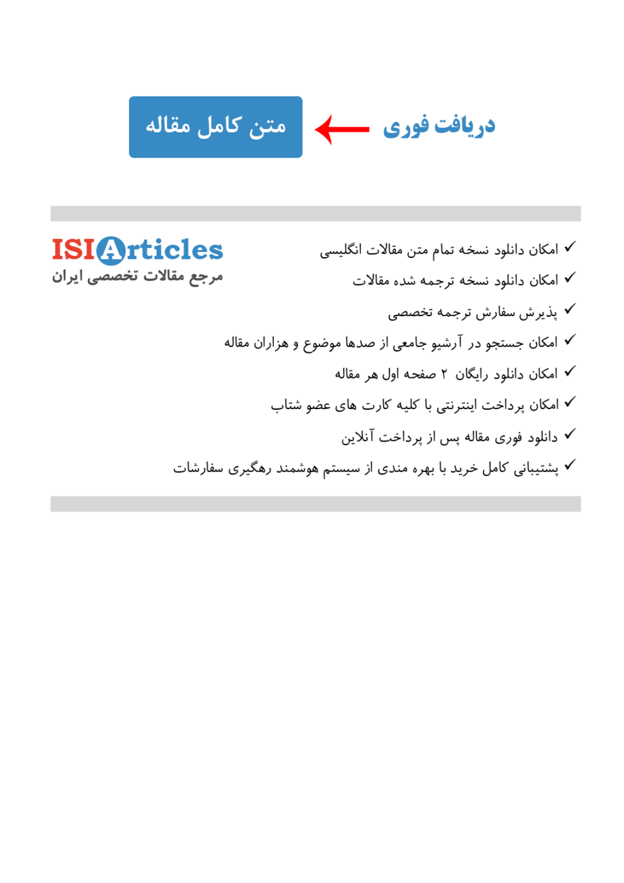دریافت فوری ← **متن کامل مقاله**

**ISIArticles**
مرجع مقالات تخصصی ایران

- ✓ امکان دانلود نسخه تمام متن مقالات انگلیسی
- ✓ امکان دانلود نسخه ترجمه شده مقالات
- ✓ پذیرش سفارش ترجمه تخصصی
- ✓ امکان جستجو در آرشیو جامعی از صدها موضوع و هزاران مقاله
- ✓ امکان دانلود رایگان ۲ صفحه اول هر مقاله
- ✓ امکان پرداخت اینترنتی با کلیه کارت های عضو شتاب
- ✓ دانلود فوری مقاله پس از پرداخت آنلاین
- ✓ پشتیبانی کامل خرید با بهره مندی از سیستم هوشمند رهگیری سفارشات